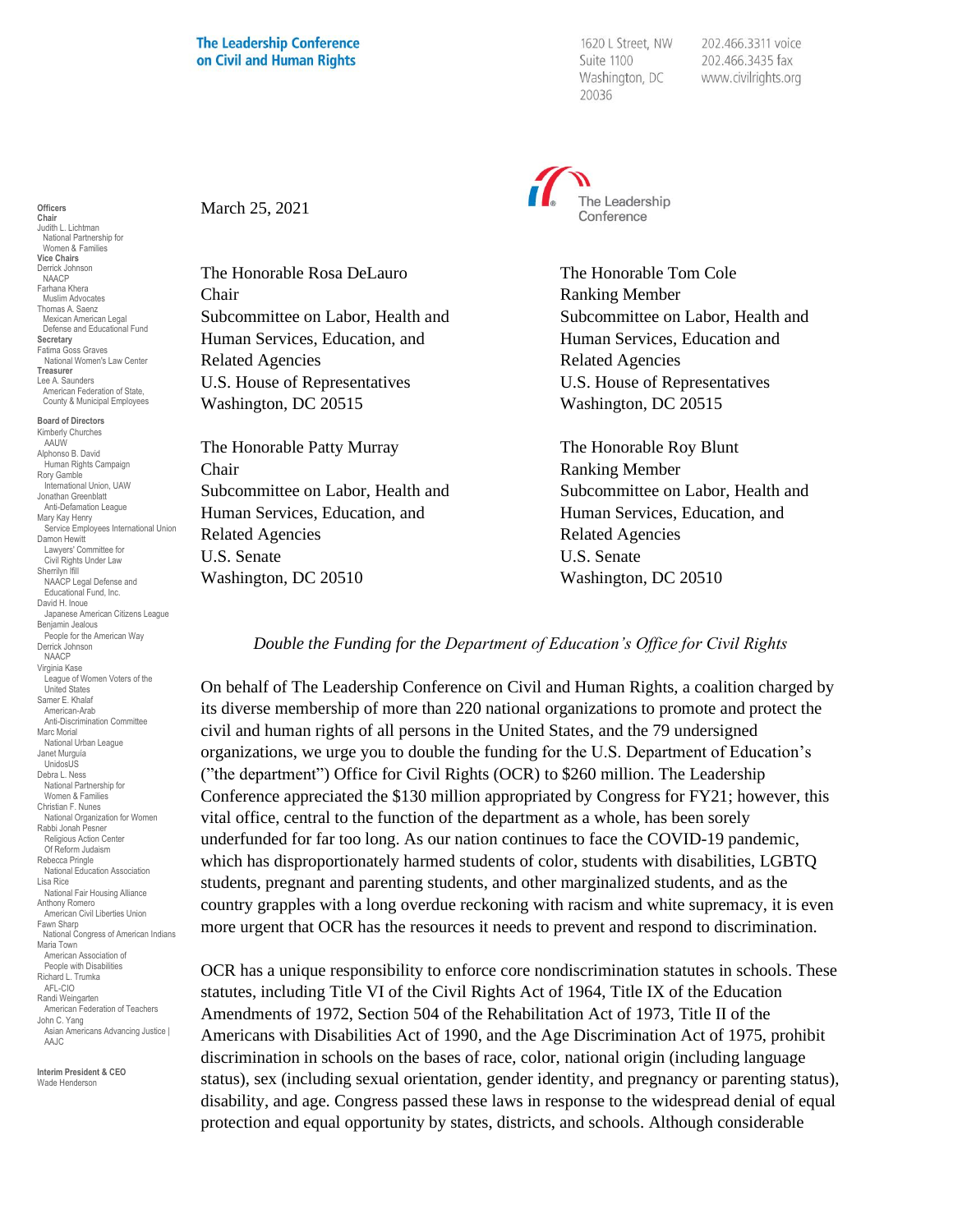**The Leadership Conference on Civil and Human Rights**

1620 L Street, NW
Suite 1100
Washington, DC
20036

202.466.3311 voice
202.466.3435 fax
www.civilrights.org

**Officers**
**Chair**
Judith L. Lichtman
National Partnership for Women & Families
**Vice Chairs**
Derrick Johnson
NAACP
Farhana Khera
Muslim Advocates
Thomas A. Saenz
Mexican American Legal Defense and Educational Fund
**Secretary**
Fatima Goss Graves
National Women's Law Center
**Treasurer**
Lee A. Saunders
American Federation of State, County & Municipal Employees

**Board of Directors**
Kimberly Churches
AAUW
Alphonso B. David
Human Rights Campaign
Rory Gamble
International Union, UAW
Jonathan Greenblatt
Anti-Defamation League
Mary Kay Henry
Service Employees International Union
Damon Hewitt
Lawyers' Committee for Civil Rights Under Law
Sherrilyn Ifill
NAACP Legal Defense and Educational Fund, Inc.
David H. Inoue
Japanese American Citizens League
Benjamin Jealous
People for the American Way
Derrick Johnson
NAACP
Virginia Kase
League of Women Voters of the United States
Samer E. Khalaf
American-Arab Anti-Discrimination Committee
Marc Morial
National Urban League
Janet Murguia
UnidosUS
Debra L. Ness
National Partnership for Women & Families
Christian F. Nunes
National Organization for Women
Rabbi Jonah Pesner
Religious Action Center Of Reform Judaism
Rebecca Pringle
National Education Association
Lisa Rice
National Fair Housing Alliance
Anthony Romero
American Civil Liberties Union
Fawn Sharp
National Congress of American Indians
Maria Town
American Association of People with Disabilities
Richard L. Trumka
AFL-CIO
Randi Weingarten
American Federation of Teachers
John C. Yang
Asian Americans Advancing Justice | AAJC

**Interim President & CEO**
Wade Henderson

March 25, 2021

The Honorable Rosa DeLauro
Chair
Subcommittee on Labor, Health and Human Services, Education, and Related Agencies
U.S. House of Representatives
Washington, DC 20515

The Honorable Tom Cole
Ranking Member
Subcommittee on Labor, Health and Human Services, Education and Related Agencies
U.S. House of Representatives
Washington, DC 20515

The Honorable Patty Murray
Chair
Subcommittee on Labor, Health and Human Services, Education, and Related Agencies
U.S. Senate
Washington, DC 20510

The Honorable Roy Blunt
Ranking Member
Subcommittee on Labor, Health and Human Services, Education, and Related Agencies
U.S. Senate
Washington, DC 20510

*Double the Funding for the Department of Education's Office for Civil Rights*

On behalf of The Leadership Conference on Civil and Human Rights, a coalition charged by its diverse membership of more than 220 national organizations to promote and protect the civil and human rights of all persons in the United States, and the 79 undersigned organizations, we urge you to double the funding for the U.S. Department of Education's ("the department") Office for Civil Rights (OCR) to $260 million. The Leadership Conference appreciated the $130 million appropriated by Congress for FY21; however, this vital office, central to the function of the department as a whole, has been sorely underfunded for far too long. As our nation continues to face the COVID-19 pandemic, which has disproportionately harmed students of color, students with disabilities, LGBTQ students, pregnant and parenting students, and other marginalized students, and as the country grapples with a long overdue reckoning with racism and white supremacy, it is even more urgent that OCR has the resources it needs to prevent and respond to discrimination.

OCR has a unique responsibility to enforce core nondiscrimination statutes in schools. These statutes, including Title VI of the Civil Rights Act of 1964, Title IX of the Education Amendments of 1972, Section 504 of the Rehabilitation Act of 1973, Title II of the Americans with Disabilities Act of 1990, and the Age Discrimination Act of 1975, prohibit discrimination in schools on the bases of race, color, national origin (including language status), sex (including sexual orientation, gender identity, and pregnancy or parenting status), disability, and age. Congress passed these laws in response to the widespread denial of equal protection and equal opportunity by states, districts, and schools. Although considerable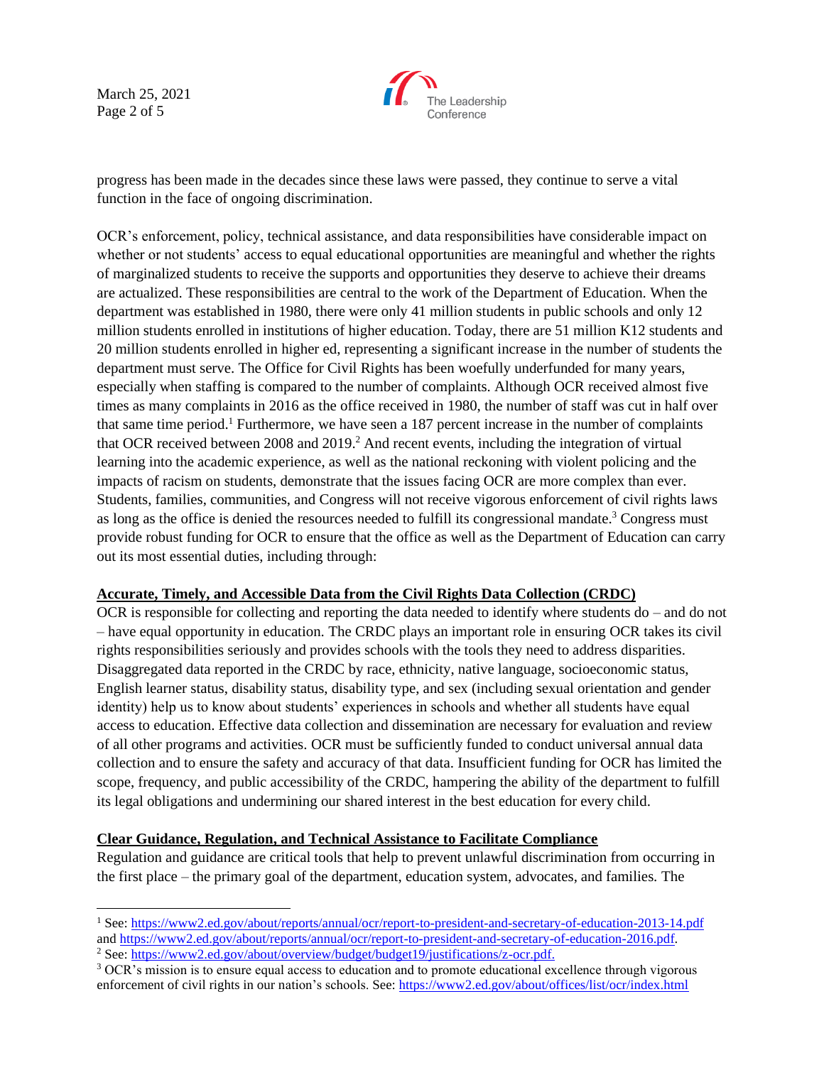progress has been made in the decades since these laws were passed, they continue to serve a vital function in the face of ongoing discrimination.

OCR's enforcement, policy, technical assistance, and data responsibilities have considerable impact on whether or not students' access to equal educational opportunities are meaningful and whether the rights of marginalized students to receive the supports and opportunities they deserve to achieve their dreams are actualized. These responsibilities are central to the work of the Department of Education. When the department was established in 1980, there were only 41 million students in public schools and only 12 million students enrolled in institutions of higher education. Today, there are 51 million K12 students and 20 million students enrolled in higher ed, representing a significant increase in the number of students the department must serve. The Office for Civil Rights has been woefully underfunded for many years, especially when staffing is compared to the number of complaints. Although OCR received almost five times as many complaints in 2016 as the office received in 1980, the number of staff was cut in half over that same time period.[1] Furthermore, we have seen a 187 percent increase in the number of complaints that OCR received between 2008 and 2019.[2] And recent events, including the integration of virtual learning into the academic experience, as well as the national reckoning with violent policing and the impacts of racism on students, demonstrate that the issues facing OCR are more complex than ever. Students, families, communities, and Congress will not receive vigorous enforcement of civil rights laws as long as the office is denied the resources needed to fulfill its congressional mandate.[3] Congress must provide robust funding for OCR to ensure that the office as well as the Department of Education can carry out its most essential duties, including through:

**Accurate, Timely, and Accessible Data from the Civil Rights Data Collection (CRDC)**

OCR is responsible for collecting and reporting the data needed to identify where students do – and do not – have equal opportunity in education. The CRDC plays an important role in ensuring OCR takes its civil rights responsibilities seriously and provides schools with the tools they need to address disparities. Disaggregated data reported in the CRDC by race, ethnicity, native language, socioeconomic status, English learner status, disability status, disability type, and sex (including sexual orientation and gender identity) help us to know about students' experiences in schools and whether all students have equal access to education. Effective data collection and dissemination are necessary for evaluation and review of all other programs and activities. OCR must be sufficiently funded to conduct universal annual data collection and to ensure the safety and accuracy of that data. Insufficient funding for OCR has limited the scope, frequency, and public accessibility of the CRDC, hampering the ability of the department to fulfill its legal obligations and undermining our shared interest in the best education for every child.

**Clear Guidance, Regulation, and Technical Assistance to Facilitate Compliance**

Regulation and guidance are critical tools that help to prevent unlawful discrimination from occurring in the first place – the primary goal of the department, education system, advocates, and families. The

---

[1] See: https://www2.ed.gov/about/reports/annual/ocr/report-to-president-and-secretary-of-education-2013-14.pdf and https://www2.ed.gov/about/reports/annual/ocr/report-to-president-and-secretary-of-education-2016.pdf.

[2] See: https://www2.ed.gov/about/overview/budget/budget19/justifications/z-ocr.pdf.

[3] OCR's mission is to ensure equal access to education and to promote educational excellence through vigorous enforcement of civil rights in our nation's schools. See: https://www2.ed.gov/about/offices/list/ocr/index.html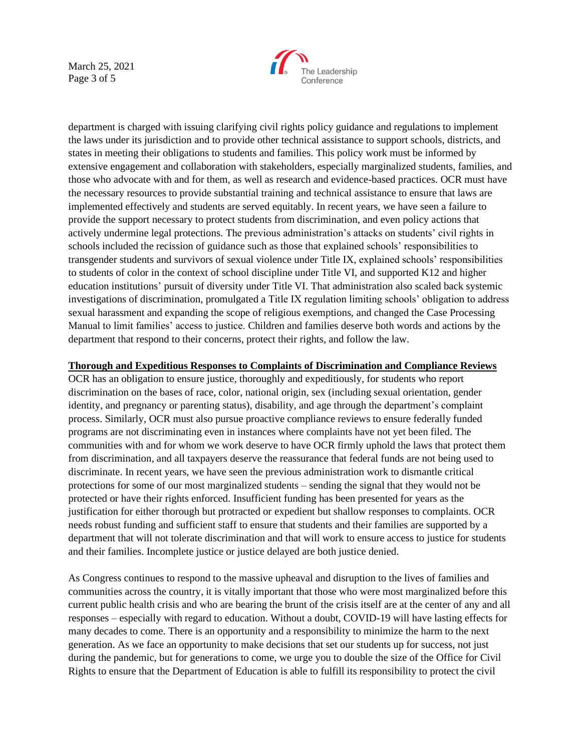department is charged with issuing clarifying civil rights policy guidance and regulations to implement the laws under its jurisdiction and to provide other technical assistance to support schools, districts, and states in meeting their obligations to students and families. This policy work must be informed by extensive engagement and collaboration with stakeholders, especially marginalized students, families, and those who advocate with and for them, as well as research and evidence-based practices. OCR must have the necessary resources to provide substantial training and technical assistance to ensure that laws are implemented effectively and students are served equitably. In recent years, we have seen a failure to provide the support necessary to protect students from discrimination, and even policy actions that actively undermine legal protections. The previous administration's attacks on students' civil rights in schools included the recission of guidance such as those that explained schools' responsibilities to transgender students and survivors of sexual violence under Title IX, explained schools' responsibilities to students of color in the context of school discipline under Title VI, and supported K12 and higher education institutions' pursuit of diversity under Title VI. That administration also scaled back systemic investigations of discrimination, promulgated a Title IX regulation limiting schools' obligation to address sexual harassment and expanding the scope of religious exemptions, and changed the Case Processing Manual to limit families' access to justice. Children and families deserve both words and actions by the department that respond to their concerns, protect their rights, and follow the law.

**Thorough and Expeditious Responses to Complaints of Discrimination and Compliance Reviews**

OCR has an obligation to ensure justice, thoroughly and expeditiously, for students who report discrimination on the bases of race, color, national origin, sex (including sexual orientation, gender identity, and pregnancy or parenting status), disability, and age through the department's complaint process. Similarly, OCR must also pursue proactive compliance reviews to ensure federally funded programs are not discriminating even in instances where complaints have not yet been filed. The communities with and for whom we work deserve to have OCR firmly uphold the laws that protect them from discrimination, and all taxpayers deserve the reassurance that federal funds are not being used to discriminate. In recent years, we have seen the previous administration work to dismantle critical protections for some of our most marginalized students – sending the signal that they would not be protected or have their rights enforced. Insufficient funding has been presented for years as the justification for either thorough but protracted or expedient but shallow responses to complaints. OCR needs robust funding and sufficient staff to ensure that students and their families are supported by a department that will not tolerate discrimination and that will work to ensure access to justice for students and their families. Incomplete justice or justice delayed are both justice denied.

As Congress continues to respond to the massive upheaval and disruption to the lives of families and communities across the country, it is vitally important that those who were most marginalized before this current public health crisis and who are bearing the brunt of the crisis itself are at the center of any and all responses – especially with regard to education. Without a doubt, COVID-19 will have lasting effects for many decades to come. There is an opportunity and a responsibility to minimize the harm to the next generation. As we face an opportunity to make decisions that set our students up for success, not just during the pandemic, but for generations to come, we urge you to double the size of the Office for Civil Rights to ensure that the Department of Education is able to fulfill its responsibility to protect the civil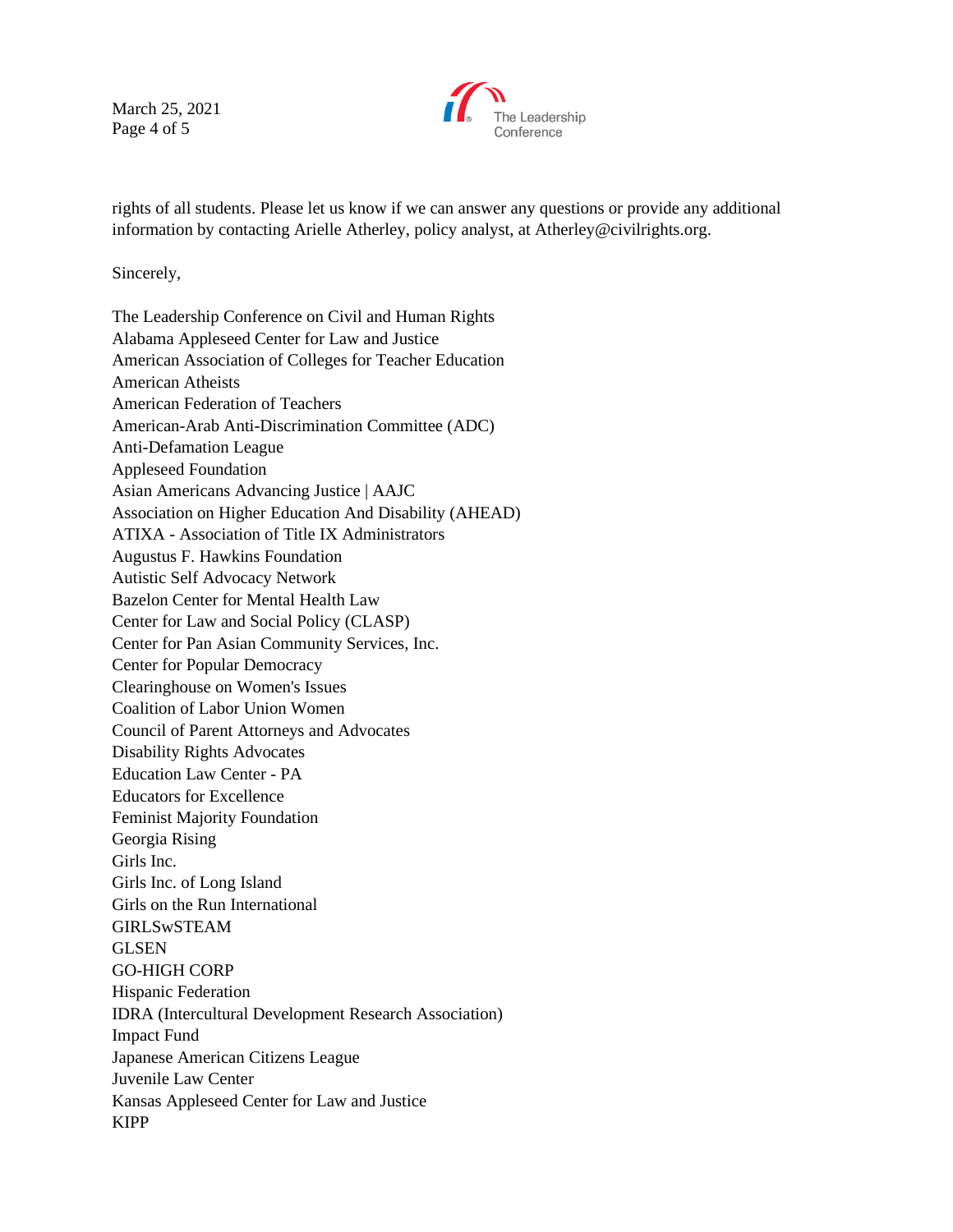rights of all students. Please let us know if we can answer any questions or provide any additional information by contacting Arielle Atherley, policy analyst, at Atherley@civilrights.org.

Sincerely,

The Leadership Conference on Civil and Human Rights
Alabama Appleseed Center for Law and Justice
American Association of Colleges for Teacher Education
American Atheists
American Federation of Teachers
American-Arab Anti-Discrimination Committee (ADC)
Anti-Defamation League
Appleseed Foundation
Asian Americans Advancing Justice | AAJC
Association on Higher Education And Disability (AHEAD)
ATIXA - Association of Title IX Administrators
Augustus F. Hawkins Foundation
Autistic Self Advocacy Network
Bazelon Center for Mental Health Law
Center for Law and Social Policy (CLASP)
Center for Pan Asian Community Services, Inc.
Center for Popular Democracy
Clearinghouse on Women's Issues
Coalition of Labor Union Women
Council of Parent Attorneys and Advocates
Disability Rights Advocates
Education Law Center - PA
Educators for Excellence
Feminist Majority Foundation
Georgia Rising
Girls Inc.
Girls Inc. of Long Island
Girls on the Run International
GIRLSwSTEAM
GLSEN
GO-HIGH CORP
Hispanic Federation
IDRA (Intercultural Development Research Association)
Impact Fund
Japanese American Citizens League
Juvenile Law Center
Kansas Appleseed Center for Law and Justice
KIPP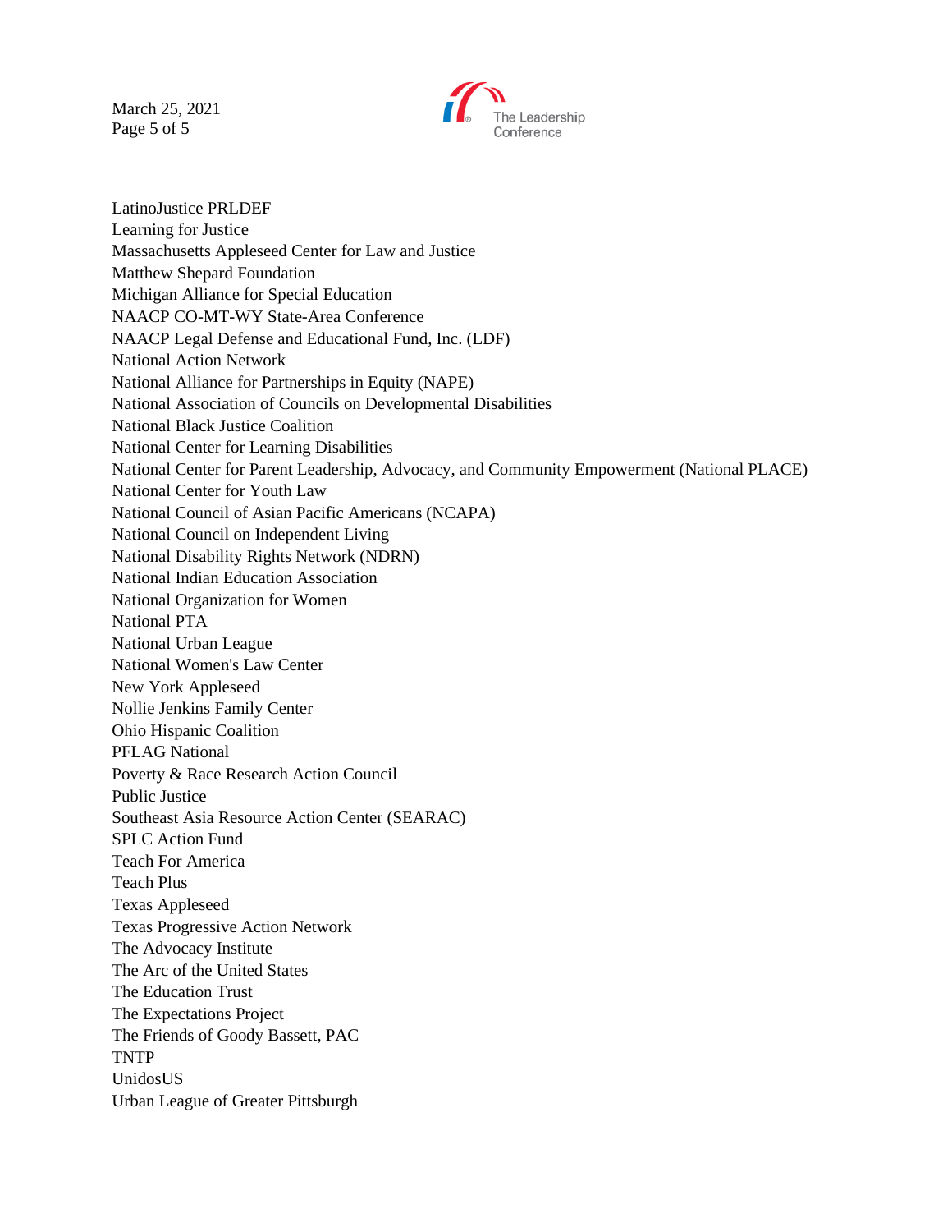LatinoJustice PRLDEF
Learning for Justice
Massachusetts Appleseed Center for Law and Justice
Matthew Shepard Foundation
Michigan Alliance for Special Education
NAACP CO-MT-WY State-Area Conference
NAACP Legal Defense and Educational Fund, Inc. (LDF)
National Action Network
National Alliance for Partnerships in Equity (NAPE)
National Association of Councils on Developmental Disabilities
National Black Justice Coalition
National Center for Learning Disabilities
National Center for Parent Leadership, Advocacy, and Community Empowerment (National PLACE)
National Center for Youth Law
National Council of Asian Pacific Americans (NCAPA)
National Council on Independent Living
National Disability Rights Network (NDRN)
National Indian Education Association
National Organization for Women
National PTA
National Urban League
National Women's Law Center
New York Appleseed
Nollie Jenkins Family Center
Ohio Hispanic Coalition
PFLAG National
Poverty & Race Research Action Council
Public Justice
Southeast Asia Resource Action Center (SEARAC)
SPLC Action Fund
Teach For America
Teach Plus
Texas Appleseed
Texas Progressive Action Network
The Advocacy Institute
The Arc of the United States
The Education Trust
The Expectations Project
The Friends of Goody Bassett, PAC
TNTP
UnidosUS
Urban League of Greater Pittsburgh